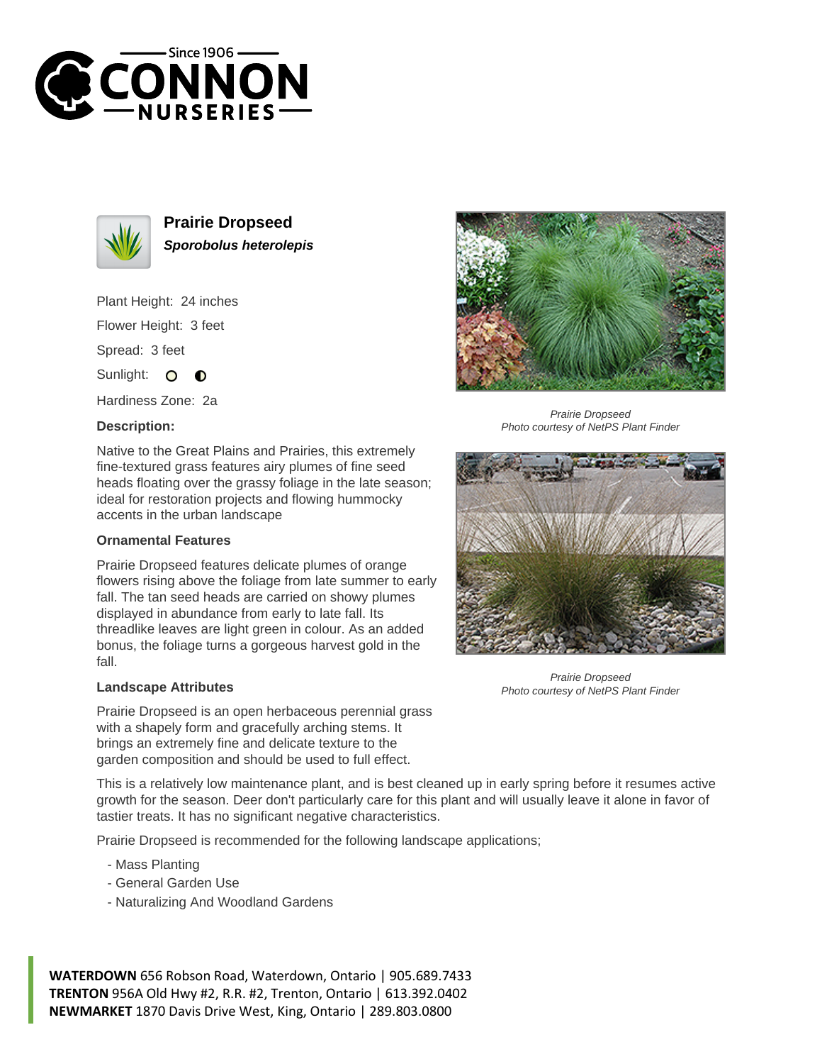# Prairie Dropseed

***Sporobolus heterolepis***

Plant Height: 24 inches

Flower Height: 3 feet

Spread: 3 feet

Sunlight: ○ ◐

Hardiness Zone: 2a

### Description:

Native to the Great Plains and Prairies, this extremely fine-textured grass features airy plumes of fine seed heads floating over the grassy foliage in the late season; ideal for restoration projects and flowing hummocky accents in the urban landscape

### Ornamental Features

Prairie Dropseed features delicate plumes of orange flowers rising above the foliage from late summer to early fall. The tan seed heads are carried on showy plumes displayed in abundance from early to late fall. Its threadlike leaves are light green in colour. As an added bonus, the foliage turns a gorgeous harvest gold in the fall.

### Landscape Attributes

Prairie Dropseed is an open herbaceous perennial grass with a shapely form and gracefully arching stems. It brings an extremely fine and delicate texture to the garden composition and should be used to full effect.

This is a relatively low maintenance plant, and is best cleaned up in early spring before it resumes active growth for the season. Deer don't particularly care for this plant and will usually leave it alone in favor of tastier treats. It has no significant negative characteristics.

Prairie Dropseed is recommended for the following landscape applications;

- Mass Planting
- General Garden Use
- Naturalizing And Woodland Gardens

*Prairie Dropseed*
*Photo courtesy of NetPS Plant Finder*

*Prairie Dropseed*
*Photo courtesy of NetPS Plant Finder*

**WATERDOWN** 656 Robson Road, Waterdown, Ontario | 905.689.7433
**TRENTON** 956A Old Hwy #2, R.R. #2, Trenton, Ontario | 613.392.0402
**NEWMARKET** 1870 Davis Drive West, King, Ontario | 289.803.0800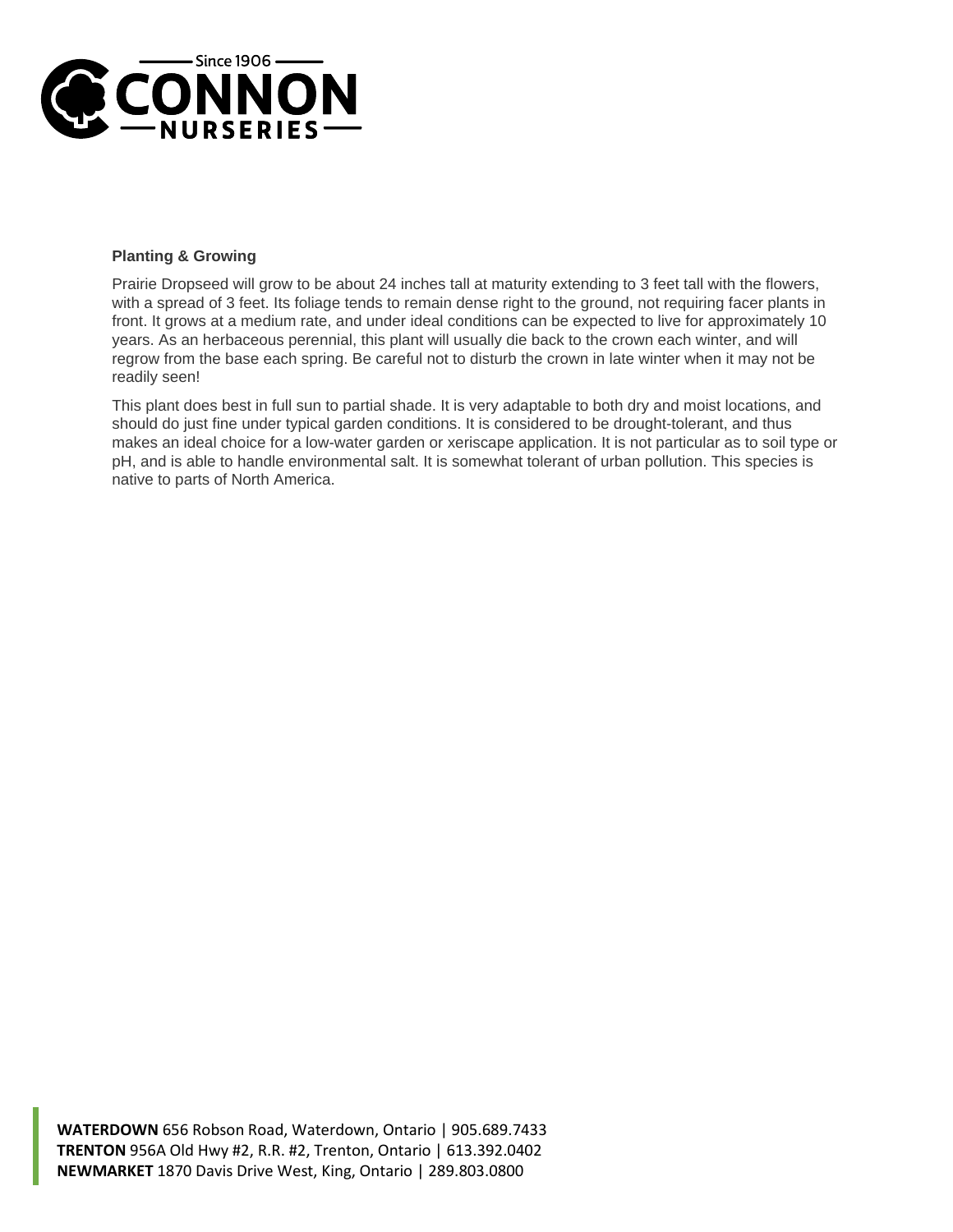### Planting & Growing

Prairie Dropseed will grow to be about 24 inches tall at maturity extending to 3 feet tall with the flowers, with a spread of 3 feet. Its foliage tends to remain dense right to the ground, not requiring facer plants in front. It grows at a medium rate, and under ideal conditions can be expected to live for approximately 10 years. As an herbaceous perennial, this plant will usually die back to the crown each winter, and will regrow from the base each spring. Be careful not to disturb the crown in late winter when it may not be readily seen!

This plant does best in full sun to partial shade. It is very adaptable to both dry and moist locations, and should do just fine under typical garden conditions. It is considered to be drought-tolerant, and thus makes an ideal choice for a low-water garden or xeriscape application. It is not particular as to soil type or pH, and is able to handle environmental salt. It is somewhat tolerant of urban pollution. This species is native to parts of North America.